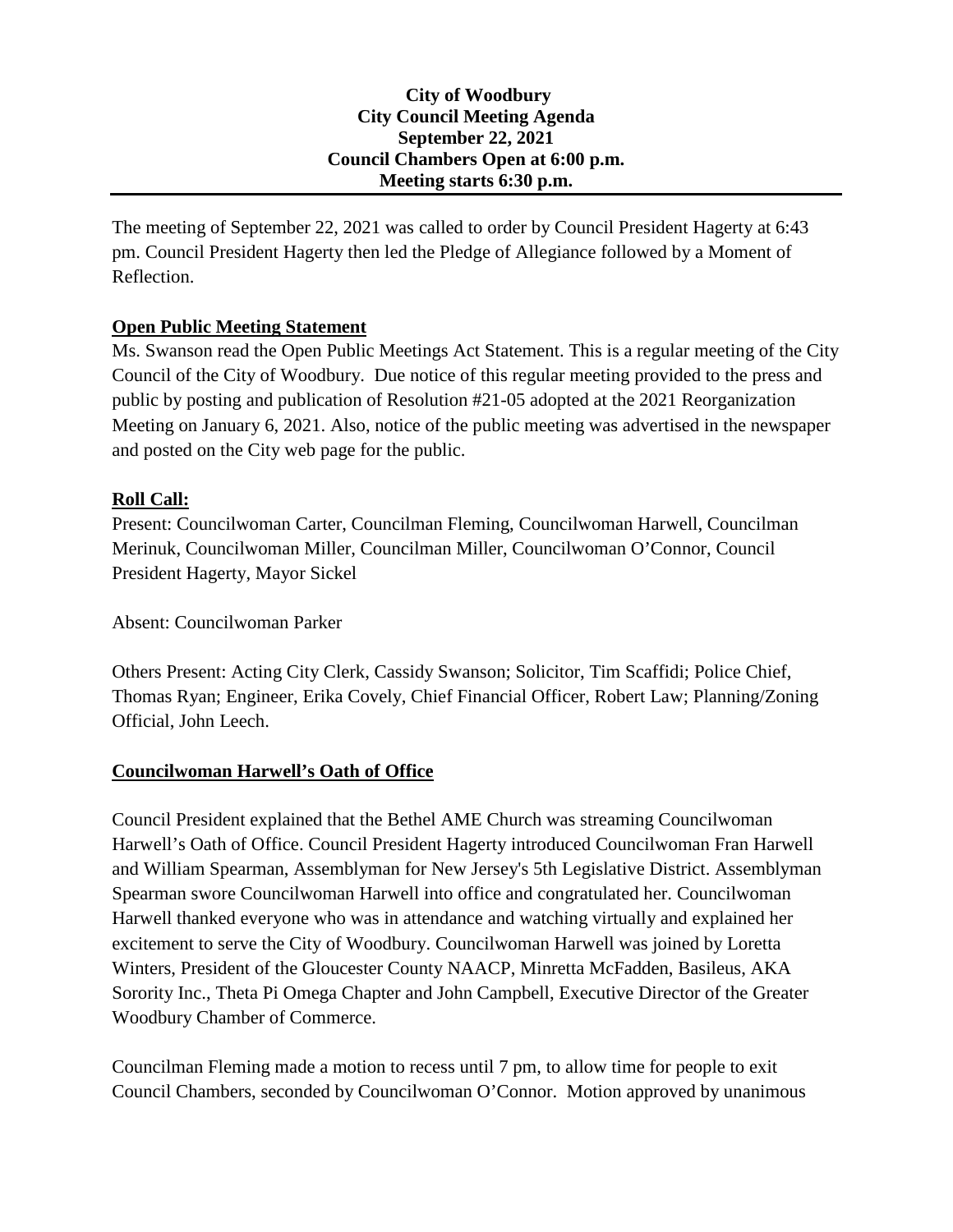**City of Woodbury**
**City Council Meeting Agenda**
**September 22, 2021**
**Council Chambers Open at 6:00 p.m.**
**Meeting starts 6:30 p.m.**

---

The meeting of September 22, 2021 was called to order by Council President Hagerty at 6:43 pm. Council President Hagerty then led the Pledge of Allegiance followed by a Moment of Reflection.

## Open Public Meeting Statement

Ms. Swanson read the Open Public Meetings Act Statement. This is a regular meeting of the City Council of the City of Woodbury. Due notice of this regular meeting provided to the press and public by posting and publication of Resolution #21-05 adopted at the 2021 Reorganization Meeting on January 6, 2021. Also, notice of the public meeting was advertised in the newspaper and posted on the City web page for the public.

## Roll Call:

Present: Councilwoman Carter, Councilman Fleming, Councilwoman Harwell, Councilman Merinuk, Councilwoman Miller, Councilman Miller, Councilwoman O'Connor, Council President Hagerty, Mayor Sickel

Absent: Councilwoman Parker

Others Present: Acting City Clerk, Cassidy Swanson; Solicitor, Tim Scaffidi; Police Chief, Thomas Ryan; Engineer, Erika Covely, Chief Financial Officer, Robert Law; Planning/Zoning Official, John Leech.

## Councilwoman Harwell's Oath of Office

Council President explained that the Bethel AME Church was streaming Councilwoman Harwell's Oath of Office. Council President Hagerty introduced Councilwoman Fran Harwell and William Spearman, Assemblyman for New Jersey's 5th Legislative District. Assemblyman Spearman swore Councilwoman Harwell into office and congratulated her. Councilwoman Harwell thanked everyone who was in attendance and watching virtually and explained her excitement to serve the City of Woodbury. Councilwoman Harwell was joined by Loretta Winters, President of the Gloucester County NAACP, Minretta McFadden, Basileus, AKA Sorority Inc., Theta Pi Omega Chapter and John Campbell, Executive Director of the Greater Woodbury Chamber of Commerce.

Councilman Fleming made a motion to recess until 7 pm, to allow time for people to exit Council Chambers, seconded by Councilwoman O'Connor. Motion approved by unanimous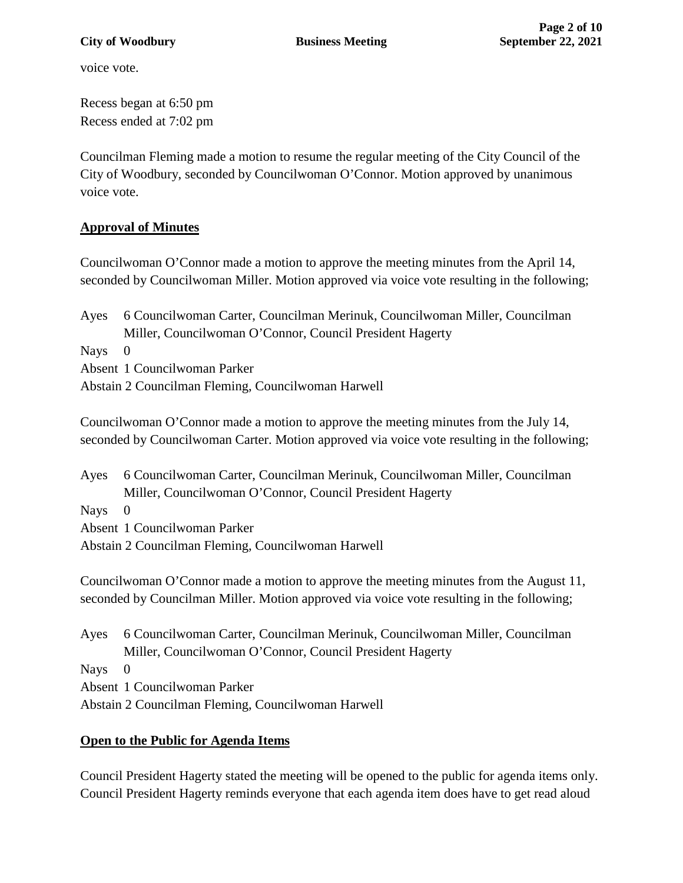voice vote.

Recess began at 6:50 pm
Recess ended at 7:02 pm

Councilman Fleming made a motion to resume the regular meeting of the City Council of the City of Woodbury, seconded by Councilwoman O'Connor. Motion approved by unanimous voice vote.

## Approval of Minutes

Councilwoman O'Connor made a motion to approve the meeting minutes from the April 14, seconded by Councilwoman Miller. Motion approved via voice vote resulting in the following;

Ayes 6 Councilwoman Carter, Councilman Merinuk, Councilwoman Miller, Councilman Miller, Councilwoman O'Connor, Council President Hagerty
Nays 0
Absent 1 Councilwoman Parker
Abstain 2 Councilman Fleming, Councilwoman Harwell

Councilwoman O'Connor made a motion to approve the meeting minutes from the July 14, seconded by Councilwoman Carter. Motion approved via voice vote resulting in the following;

Ayes 6 Councilwoman Carter, Councilman Merinuk, Councilwoman Miller, Councilman Miller, Councilwoman O'Connor, Council President Hagerty
Nays 0
Absent 1 Councilwoman Parker
Abstain 2 Councilman Fleming, Councilwoman Harwell

Councilwoman O'Connor made a motion to approve the meeting minutes from the August 11, seconded by Councilman Miller. Motion approved via voice vote resulting in the following;

Ayes 6 Councilwoman Carter, Councilman Merinuk, Councilwoman Miller, Councilman Miller, Councilwoman O'Connor, Council President Hagerty
Nays 0
Absent 1 Councilwoman Parker
Abstain 2 Councilman Fleming, Councilwoman Harwell

## Open to the Public for Agenda Items

Council President Hagerty stated the meeting will be opened to the public for agenda items only. Council President Hagerty reminds everyone that each agenda item does have to get read aloud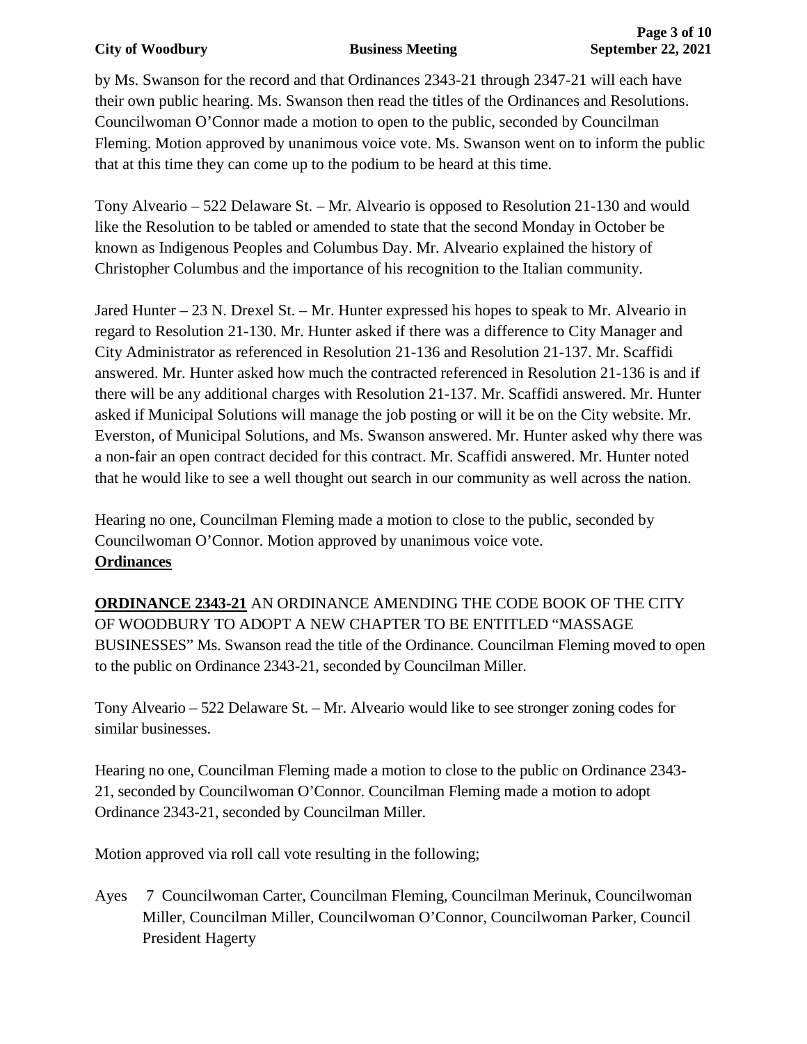by Ms. Swanson for the record and that Ordinances 2343-21 through 2347-21 will each have their own public hearing. Ms. Swanson then read the titles of the Ordinances and Resolutions. Councilwoman O'Connor made a motion to open to the public, seconded by Councilman Fleming. Motion approved by unanimous voice vote. Ms. Swanson went on to inform the public that at this time they can come up to the podium to be heard at this time.

Tony Alveario – 522 Delaware St. – Mr. Alveario is opposed to Resolution 21-130 and would like the Resolution to be tabled or amended to state that the second Monday in October be known as Indigenous Peoples and Columbus Day. Mr. Alveario explained the history of Christopher Columbus and the importance of his recognition to the Italian community.

Jared Hunter – 23 N. Drexel St. – Mr. Hunter expressed his hopes to speak to Mr. Alveario in regard to Resolution 21-130. Mr. Hunter asked if there was a difference to City Manager and City Administrator as referenced in Resolution 21-136 and Resolution 21-137. Mr. Scaffidi answered. Mr. Hunter asked how much the contracted referenced in Resolution 21-136 is and if there will be any additional charges with Resolution 21-137. Mr. Scaffidi answered. Mr. Hunter asked if Municipal Solutions will manage the job posting or will it be on the City website. Mr. Everston, of Municipal Solutions, and Ms. Swanson answered. Mr. Hunter asked why there was a non-fair an open contract decided for this contract. Mr. Scaffidi answered. Mr. Hunter noted that he would like to see a well thought out search in our community as well across the nation.

Hearing no one, Councilman Fleming made a motion to close to the public, seconded by Councilwoman O'Connor. Motion approved by unanimous voice vote.

**Ordinances**

**ORDINANCE 2343-21** AN ORDINANCE AMENDING THE CODE BOOK OF THE CITY OF WOODBURY TO ADOPT A NEW CHAPTER TO BE ENTITLED "MASSAGE BUSINESSES" Ms. Swanson read the title of the Ordinance. Councilman Fleming moved to open to the public on Ordinance 2343-21, seconded by Councilman Miller.

Tony Alveario – 522 Delaware St. – Mr. Alveario would like to see stronger zoning codes for similar businesses.

Hearing no one, Councilman Fleming made a motion to close to the public on Ordinance 2343-21, seconded by Councilwoman O'Connor. Councilman Fleming made a motion to adopt Ordinance 2343-21, seconded by Councilman Miller.

Motion approved via roll call vote resulting in the following;

Ayes 7 Councilwoman Carter, Councilman Fleming, Councilman Merinuk, Councilwoman Miller, Councilman Miller, Councilwoman O'Connor, Councilwoman Parker, Council President Hagerty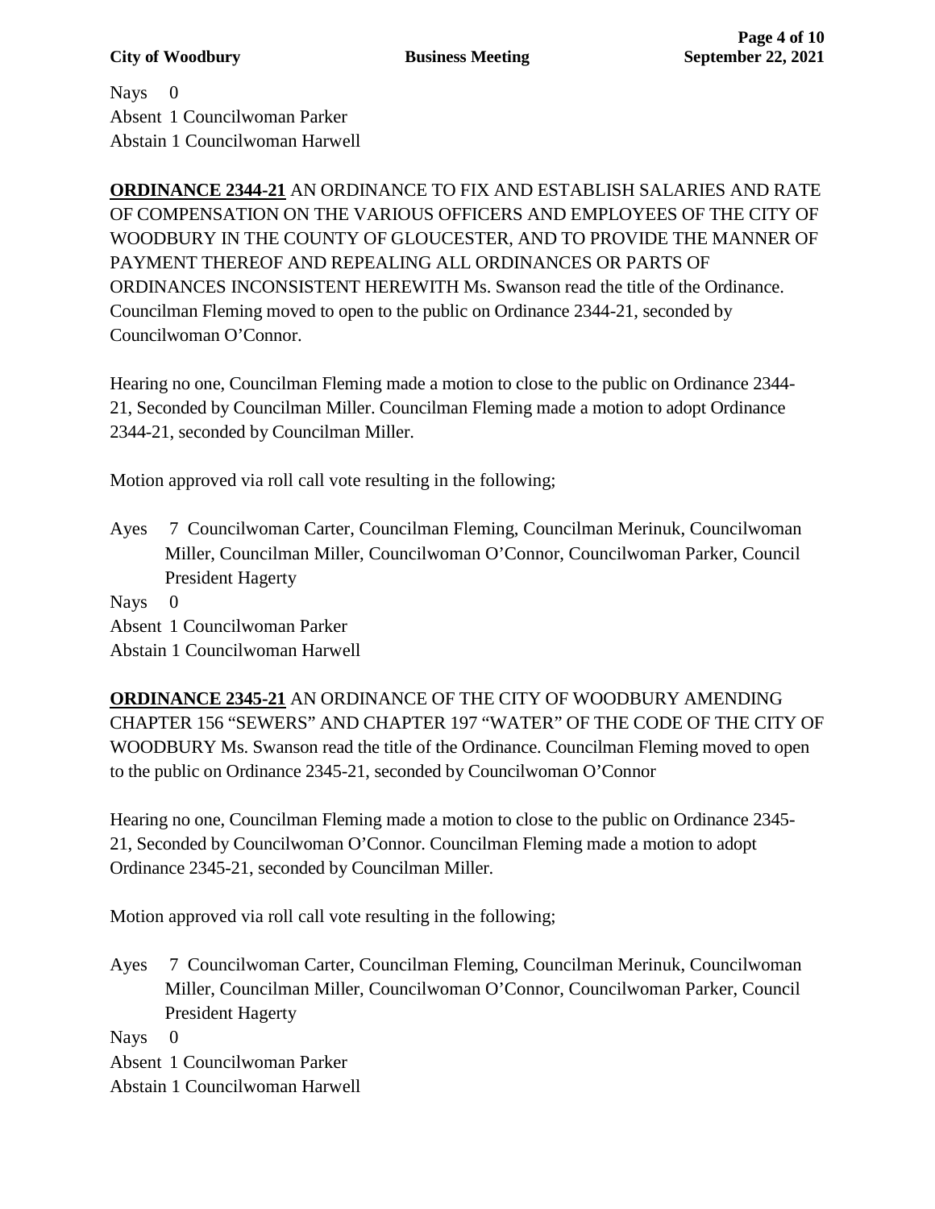Nays 0
Absent 1 Councilwoman Parker
Abstain 1 Councilwoman Harwell

**ORDINANCE 2344-21** AN ORDINANCE TO FIX AND ESTABLISH SALARIES AND RATE OF COMPENSATION ON THE VARIOUS OFFICERS AND EMPLOYEES OF THE CITY OF WOODBURY IN THE COUNTY OF GLOUCESTER, AND TO PROVIDE THE MANNER OF PAYMENT THEREOF AND REPEALING ALL ORDINANCES OR PARTS OF ORDINANCES INCONSISTENT HEREWITH Ms. Swanson read the title of the Ordinance. Councilman Fleming moved to open to the public on Ordinance 2344-21, seconded by Councilwoman O'Connor.

Hearing no one, Councilman Fleming made a motion to close to the public on Ordinance 2344-21, Seconded by Councilman Miller. Councilman Fleming made a motion to adopt Ordinance 2344-21, seconded by Councilman Miller.

Motion approved via roll call vote resulting in the following;

Ayes 7 Councilwoman Carter, Councilman Fleming, Councilman Merinuk, Councilwoman Miller, Councilman Miller, Councilwoman O'Connor, Councilwoman Parker, Council President Hagerty
Nays 0
Absent 1 Councilwoman Parker
Abstain 1 Councilwoman Harwell

**ORDINANCE 2345-21** AN ORDINANCE OF THE CITY OF WOODBURY AMENDING CHAPTER 156 "SEWERS" AND CHAPTER 197 "WATER" OF THE CODE OF THE CITY OF WOODBURY Ms. Swanson read the title of the Ordinance. Councilman Fleming moved to open to the public on Ordinance 2345-21, seconded by Councilwoman O'Connor

Hearing no one, Councilman Fleming made a motion to close to the public on Ordinance 2345-21, Seconded by Councilwoman O'Connor. Councilman Fleming made a motion to adopt Ordinance 2345-21, seconded by Councilman Miller.

Motion approved via roll call vote resulting in the following;

Ayes 7 Councilwoman Carter, Councilman Fleming, Councilman Merinuk, Councilwoman Miller, Councilman Miller, Councilwoman O'Connor, Councilwoman Parker, Council President Hagerty
Nays 0
Absent 1 Councilwoman Parker
Abstain 1 Councilwoman Harwell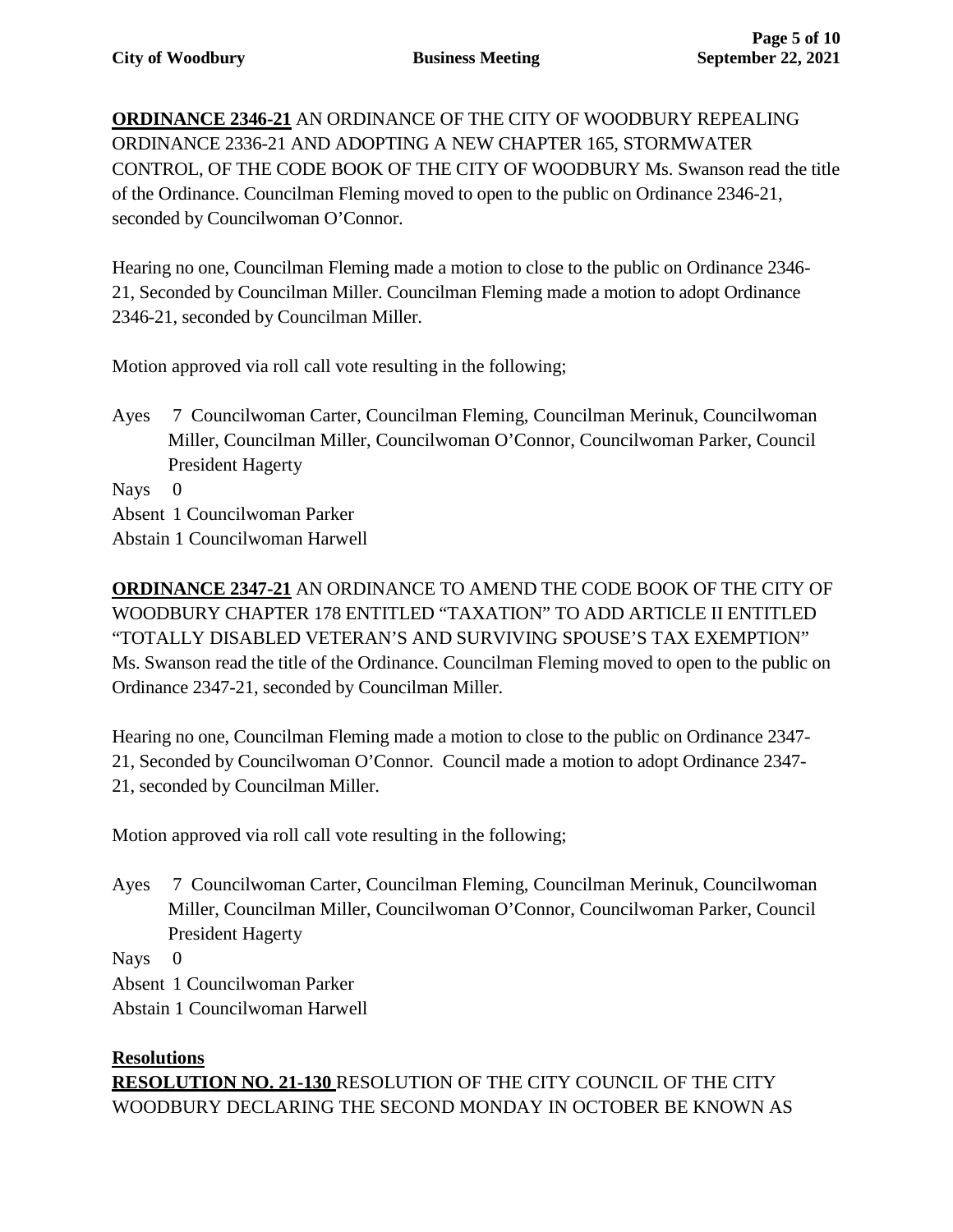**ORDINANCE 2346-21** AN ORDINANCE OF THE CITY OF WOODBURY REPEALING ORDINANCE 2336-21 AND ADOPTING A NEW CHAPTER 165, STORMWATER CONTROL, OF THE CODE BOOK OF THE CITY OF WOODBURY Ms. Swanson read the title of the Ordinance. Councilman Fleming moved to open to the public on Ordinance 2346-21, seconded by Councilwoman O'Connor.

Hearing no one, Councilman Fleming made a motion to close to the public on Ordinance 2346-21, Seconded by Councilman Miller. Councilman Fleming made a motion to adopt Ordinance 2346-21, seconded by Councilman Miller.

Motion approved via roll call vote resulting in the following;

Ayes 7 Councilwoman Carter, Councilman Fleming, Councilman Merinuk, Councilwoman Miller, Councilman Miller, Councilwoman O'Connor, Councilwoman Parker, Council President Hagerty
Nays 0
Absent 1 Councilwoman Parker
Abstain 1 Councilwoman Harwell

**ORDINANCE 2347-21** AN ORDINANCE TO AMEND THE CODE BOOK OF THE CITY OF WOODBURY CHAPTER 178 ENTITLED "TAXATION" TO ADD ARTICLE II ENTITLED "TOTALLY DISABLED VETERAN'S AND SURVIVING SPOUSE'S TAX EXEMPTION" Ms. Swanson read the title of the Ordinance. Councilman Fleming moved to open to the public on Ordinance 2347-21, seconded by Councilman Miller.

Hearing no one, Councilman Fleming made a motion to close to the public on Ordinance 2347-21, Seconded by Councilwoman O'Connor. Council made a motion to adopt Ordinance 2347-21, seconded by Councilman Miller.

Motion approved via roll call vote resulting in the following;

Ayes 7 Councilwoman Carter, Councilman Fleming, Councilman Merinuk, Councilwoman Miller, Councilman Miller, Councilwoman O'Connor, Councilwoman Parker, Council President Hagerty
Nays 0
Absent 1 Councilwoman Parker
Abstain 1 Councilwoman Harwell

**Resolutions**

**RESOLUTION NO. 21-130** RESOLUTION OF THE CITY COUNCIL OF THE CITY WOODBURY DECLARING THE SECOND MONDAY IN OCTOBER BE KNOWN AS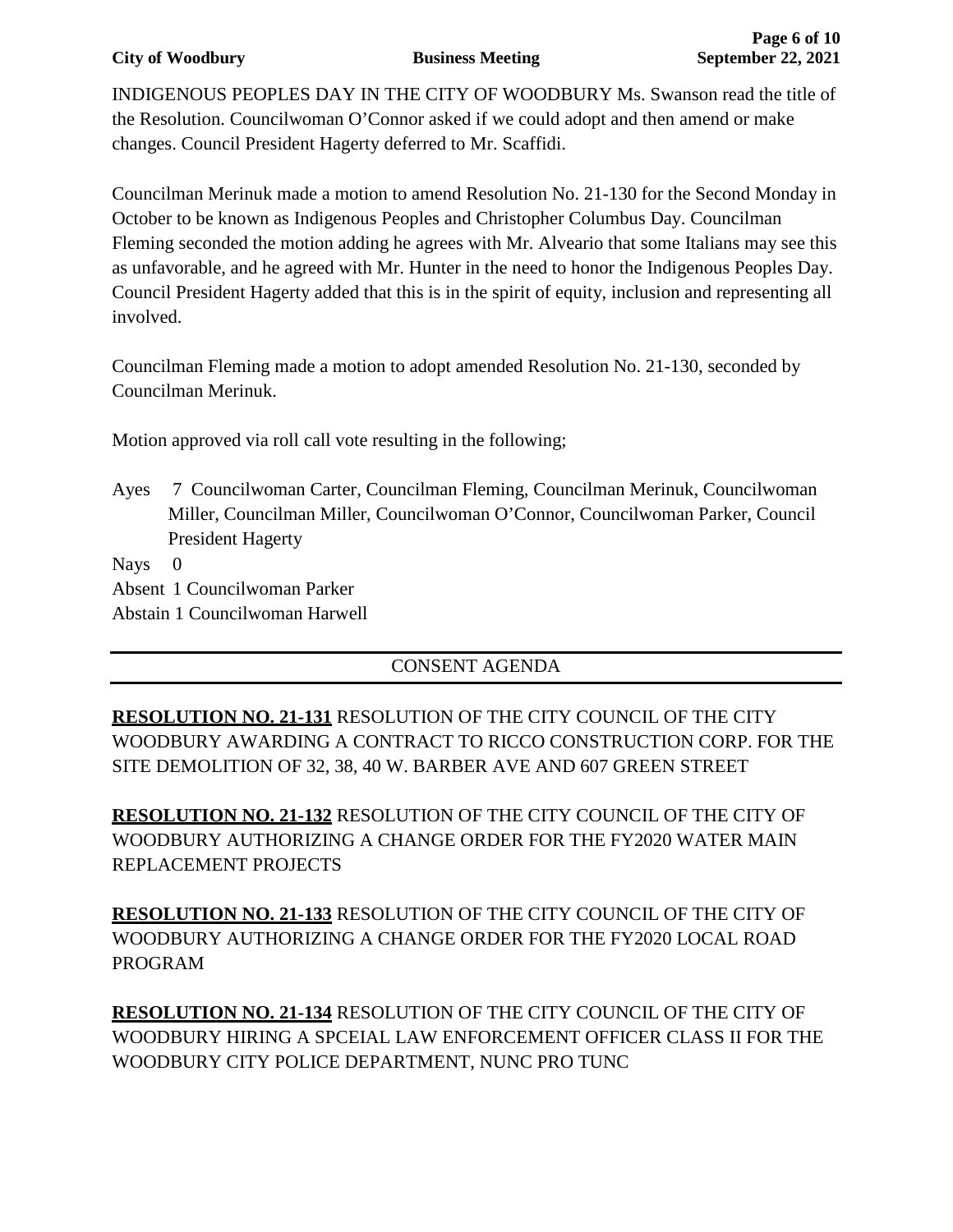INDIGENOUS PEOPLES DAY IN THE CITY OF WOODBURY Ms. Swanson read the title of the Resolution. Councilwoman O'Connor asked if we could adopt and then amend or make changes. Council President Hagerty deferred to Mr. Scaffidi.

Councilman Merinuk made a motion to amend Resolution No. 21-130 for the Second Monday in October to be known as Indigenous Peoples and Christopher Columbus Day. Councilman Fleming seconded the motion adding he agrees with Mr. Alveario that some Italians may see this as unfavorable, and he agreed with Mr. Hunter in the need to honor the Indigenous Peoples Day. Council President Hagerty added that this is in the spirit of equity, inclusion and representing all involved.

Councilman Fleming made a motion to adopt amended Resolution No. 21-130, seconded by Councilman Merinuk.

Motion approved via roll call vote resulting in the following;

Ayes 7 Councilwoman Carter, Councilman Fleming, Councilman Merinuk, Councilwoman Miller, Councilman Miller, Councilwoman O'Connor, Councilwoman Parker, Council President Hagerty
Nays 0
Absent 1 Councilwoman Parker
Abstain 1 Councilwoman Harwell

---

## CONSENT AGENDA

---

**RESOLUTION NO. 21-131** RESOLUTION OF THE CITY COUNCIL OF THE CITY WOODBURY AWARDING A CONTRACT TO RICCO CONSTRUCTION CORP. FOR THE SITE DEMOLITION OF 32, 38, 40 W. BARBER AVE AND 607 GREEN STREET

**RESOLUTION NO. 21-132** RESOLUTION OF THE CITY COUNCIL OF THE CITY OF WOODBURY AUTHORIZING A CHANGE ORDER FOR THE FY2020 WATER MAIN REPLACEMENT PROJECTS

**RESOLUTION NO. 21-133** RESOLUTION OF THE CITY COUNCIL OF THE CITY OF WOODBURY AUTHORIZING A CHANGE ORDER FOR THE FY2020 LOCAL ROAD PROGRAM

**RESOLUTION NO. 21-134** RESOLUTION OF THE CITY COUNCIL OF THE CITY OF WOODBURY HIRING A SPCEIAL LAW ENFORCEMENT OFFICER CLASS II FOR THE WOODBURY CITY POLICE DEPARTMENT, NUNC PRO TUNC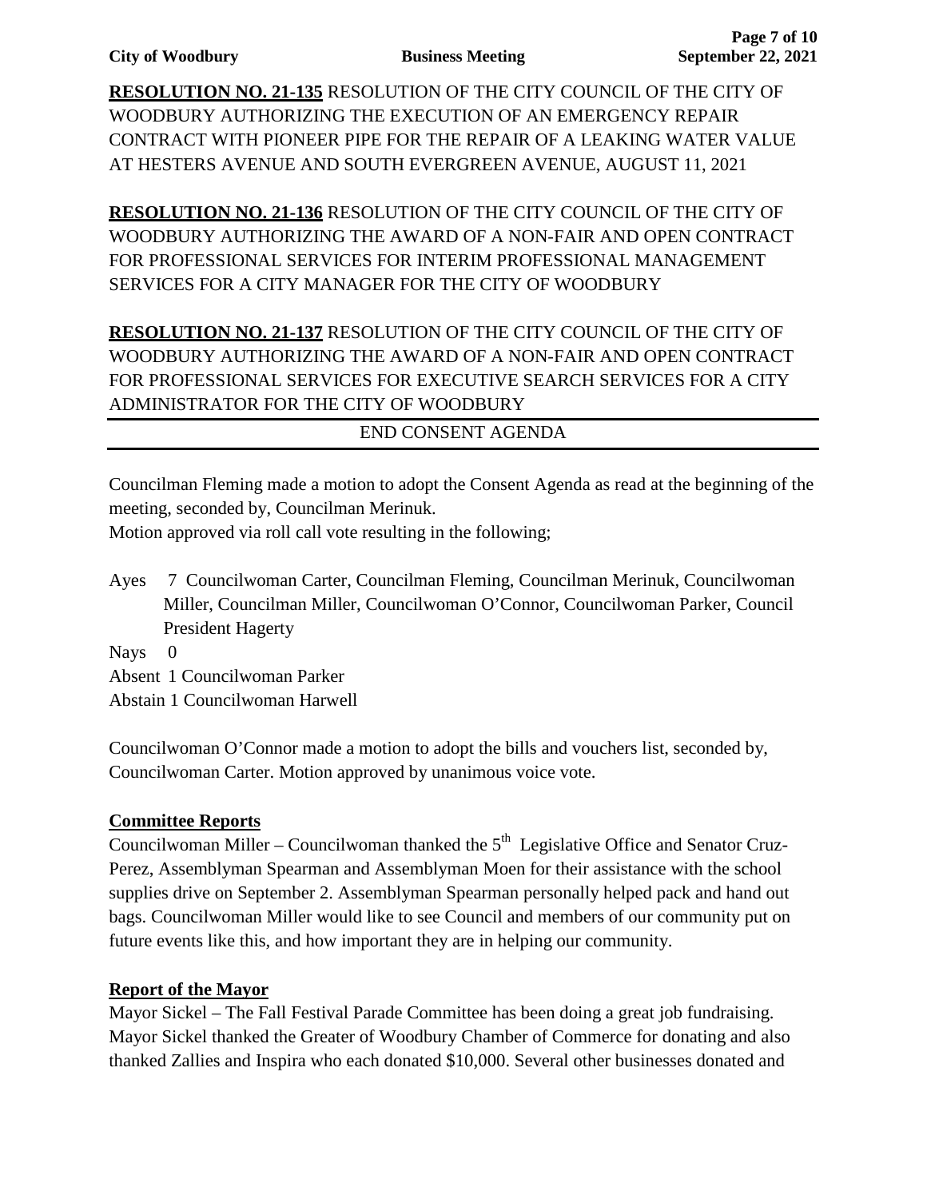**RESOLUTION NO. 21-135** RESOLUTION OF THE CITY COUNCIL OF THE CITY OF WOODBURY AUTHORIZING THE EXECUTION OF AN EMERGENCY REPAIR CONTRACT WITH PIONEER PIPE FOR THE REPAIR OF A LEAKING WATER VALUE AT HESTERS AVENUE AND SOUTH EVERGREEN AVENUE, AUGUST 11, 2021

**RESOLUTION NO. 21-136** RESOLUTION OF THE CITY COUNCIL OF THE CITY OF WOODBURY AUTHORIZING THE AWARD OF A NON-FAIR AND OPEN CONTRACT FOR PROFESSIONAL SERVICES FOR INTERIM PROFESSIONAL MANAGEMENT SERVICES FOR A CITY MANAGER FOR THE CITY OF WOODBURY

**RESOLUTION NO. 21-137** RESOLUTION OF THE CITY COUNCIL OF THE CITY OF WOODBURY AUTHORIZING THE AWARD OF A NON-FAIR AND OPEN CONTRACT FOR PROFESSIONAL SERVICES FOR EXECUTIVE SEARCH SERVICES FOR A CITY ADMINISTRATOR FOR THE CITY OF WOODBURY

END CONSENT AGENDA

---

Councilman Fleming made a motion to adopt the Consent Agenda as read at the beginning of the meeting, seconded by, Councilman Merinuk.
Motion approved via roll call vote resulting in the following;

Ayes 7 Councilwoman Carter, Councilman Fleming, Councilman Merinuk, Councilwoman Miller, Councilman Miller, Councilwoman O'Connor, Councilwoman Parker, Council President Hagerty
Nays 0
Absent 1 Councilwoman Parker
Abstain 1 Councilwoman Harwell

Councilwoman O'Connor made a motion to adopt the bills and vouchers list, seconded by, Councilwoman Carter. Motion approved by unanimous voice vote.

**Committee Reports**

Councilwoman Miller – Councilwoman thanked the 5th Legislative Office and Senator Cruz-Perez, Assemblyman Spearman and Assemblyman Moen for their assistance with the school supplies drive on September 2. Assemblyman Spearman personally helped pack and hand out bags. Councilwoman Miller would like to see Council and members of our community put on future events like this, and how important they are in helping our community.

**Report of the Mayor**

Mayor Sickel – The Fall Festival Parade Committee has been doing a great job fundraising. Mayor Sickel thanked the Greater of Woodbury Chamber of Commerce for donating and also thanked Zallies and Inspira who each donated $10,000. Several other businesses donated and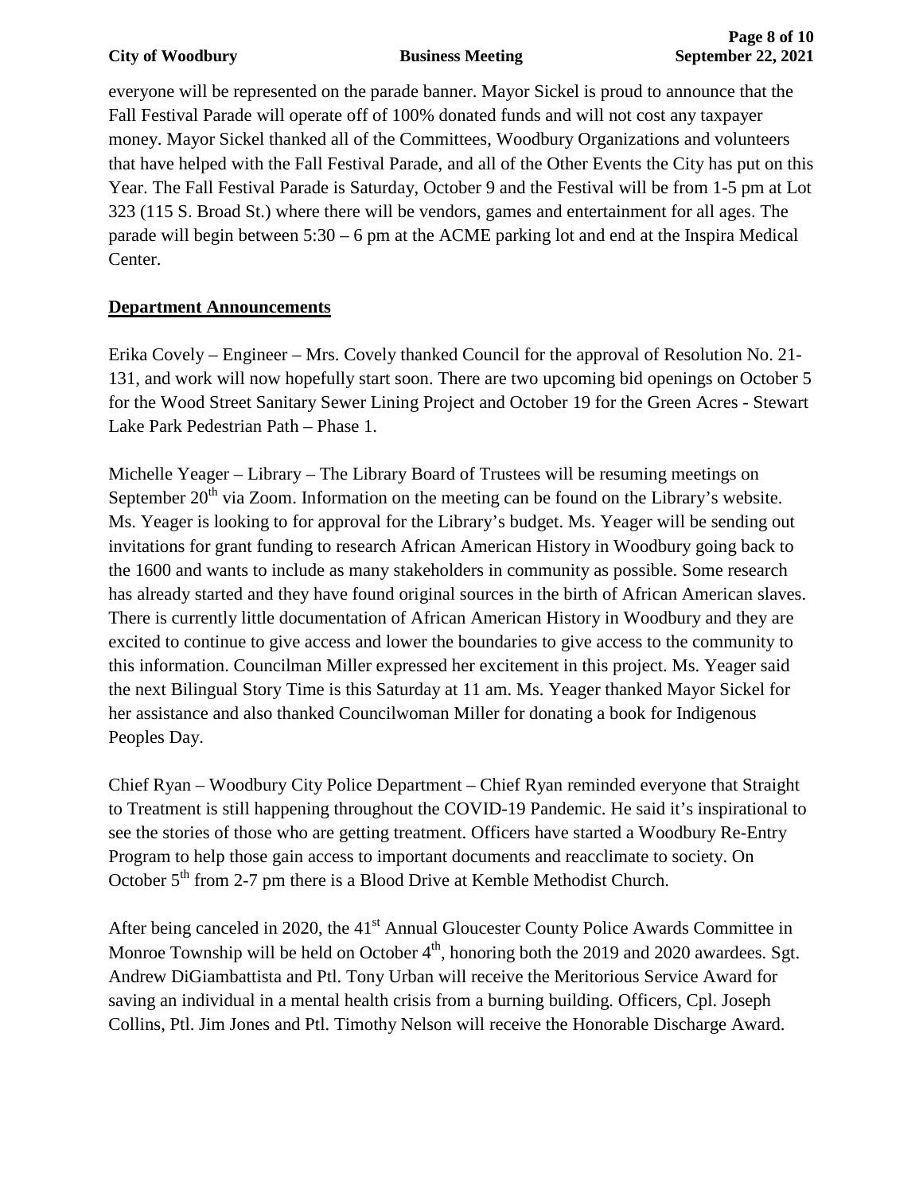everyone will be represented on the parade banner. Mayor Sickel is proud to announce that the Fall Festival Parade will operate off of 100% donated funds and will not cost any taxpayer money. Mayor Sickel thanked all of the Committees, Woodbury Organizations and volunteers that have helped with the Fall Festival Parade, and all of the Other Events the City has put on this Year. The Fall Festival Parade is Saturday, October 9 and the Festival will be from 1-5 pm at Lot 323 (115 S. Broad St.) where there will be vendors, games and entertainment for all ages. The parade will begin between 5:30 – 6 pm at the ACME parking lot and end at the Inspira Medical Center.

## Department Announcements

Erika Covely – Engineer – Mrs. Covely thanked Council for the approval of Resolution No. 21-131, and work will now hopefully start soon. There are two upcoming bid openings on October 5 for the Wood Street Sanitary Sewer Lining Project and October 19 for the Green Acres - Stewart Lake Park Pedestrian Path – Phase 1.

Michelle Yeager – Library – The Library Board of Trustees will be resuming meetings on September 20th via Zoom. Information on the meeting can be found on the Library's website. Ms. Yeager is looking to for approval for the Library's budget. Ms. Yeager will be sending out invitations for grant funding to research African American History in Woodbury going back to the 1600 and wants to include as many stakeholders in community as possible. Some research has already started and they have found original sources in the birth of African American slaves. There is currently little documentation of African American History in Woodbury and they are excited to continue to give access and lower the boundaries to give access to the community to this information. Councilman Miller expressed her excitement in this project. Ms. Yeager said the next Bilingual Story Time is this Saturday at 11 am. Ms. Yeager thanked Mayor Sickel for her assistance and also thanked Councilwoman Miller for donating a book for Indigenous Peoples Day.

Chief Ryan – Woodbury City Police Department – Chief Ryan reminded everyone that Straight to Treatment is still happening throughout the COVID-19 Pandemic. He said it's inspirational to see the stories of those who are getting treatment. Officers have started a Woodbury Re-Entry Program to help those gain access to important documents and reacclimate to society. On October 5th from 2-7 pm there is a Blood Drive at Kemble Methodist Church.

After being canceled in 2020, the 41st Annual Gloucester County Police Awards Committee in Monroe Township will be held on October 4th, honoring both the 2019 and 2020 awardees. Sgt. Andrew DiGiambattista and Ptl. Tony Urban will receive the Meritorious Service Award for saving an individual in a mental health crisis from a burning building. Officers, Cpl. Joseph Collins, Ptl. Jim Jones and Ptl. Timothy Nelson will receive the Honorable Discharge Award.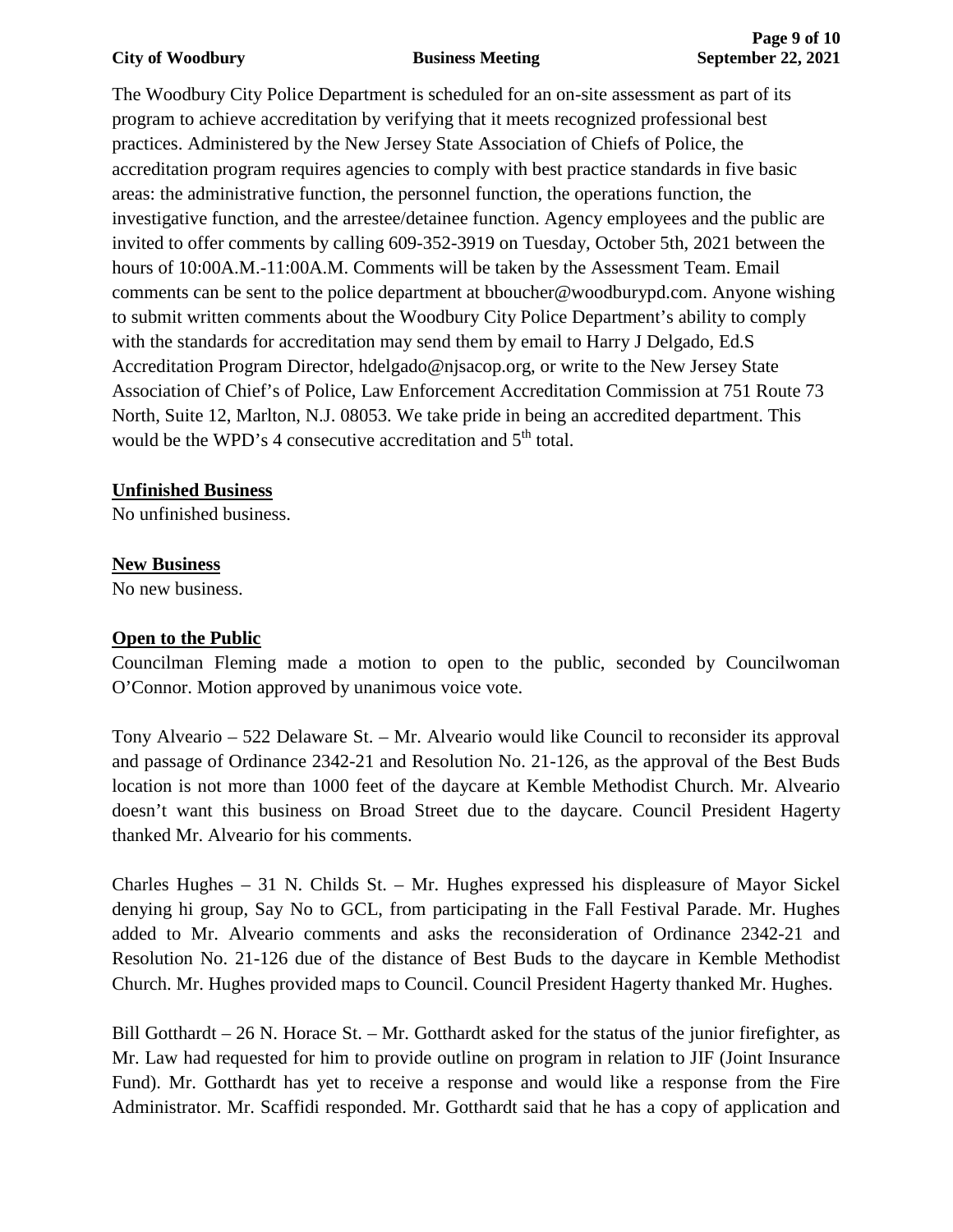The Woodbury City Police Department is scheduled for an on-site assessment as part of its program to achieve accreditation by verifying that it meets recognized professional best practices. Administered by the New Jersey State Association of Chiefs of Police, the accreditation program requires agencies to comply with best practice standards in five basic areas: the administrative function, the personnel function, the operations function, the investigative function, and the arrestee/detainee function. Agency employees and the public are invited to offer comments by calling 609-352-3919 on Tuesday, October 5th, 2021 between the hours of 10:00A.M.-11:00A.M. Comments will be taken by the Assessment Team. Email comments can be sent to the police department at bboucher@woodburypd.com. Anyone wishing to submit written comments about the Woodbury City Police Department's ability to comply with the standards for accreditation may send them by email to Harry J Delgado, Ed.S Accreditation Program Director, hdelgado@njsacop.org, or write to the New Jersey State Association of Chief's of Police, Law Enforcement Accreditation Commission at 751 Route 73 North, Suite 12, Marlton, N.J. 08053. We take pride in being an accredited department. This would be the WPD's 4 consecutive accreditation and 5th total.

**Unfinished Business**

No unfinished business.

**New Business**

No new business.

**Open to the Public**

Councilman Fleming made a motion to open to the public, seconded by Councilwoman O'Connor. Motion approved by unanimous voice vote.

Tony Alveario – 522 Delaware St. – Mr. Alveario would like Council to reconsider its approval and passage of Ordinance 2342-21 and Resolution No. 21-126, as the approval of the Best Buds location is not more than 1000 feet of the daycare at Kemble Methodist Church. Mr. Alveario doesn't want this business on Broad Street due to the daycare. Council President Hagerty thanked Mr. Alveario for his comments.

Charles Hughes – 31 N. Childs St. – Mr. Hughes expressed his displeasure of Mayor Sickel denying hi group, Say No to GCL, from participating in the Fall Festival Parade. Mr. Hughes added to Mr. Alveario comments and asks the reconsideration of Ordinance 2342-21 and Resolution No. 21-126 due of the distance of Best Buds to the daycare in Kemble Methodist Church. Mr. Hughes provided maps to Council. Council President Hagerty thanked Mr. Hughes.

Bill Gotthardt – 26 N. Horace St. – Mr. Gotthardt asked for the status of the junior firefighter, as Mr. Law had requested for him to provide outline on program in relation to JIF (Joint Insurance Fund). Mr. Gotthardt has yet to receive a response and would like a response from the Fire Administrator. Mr. Scaffidi responded. Mr. Gotthardt said that he has a copy of application and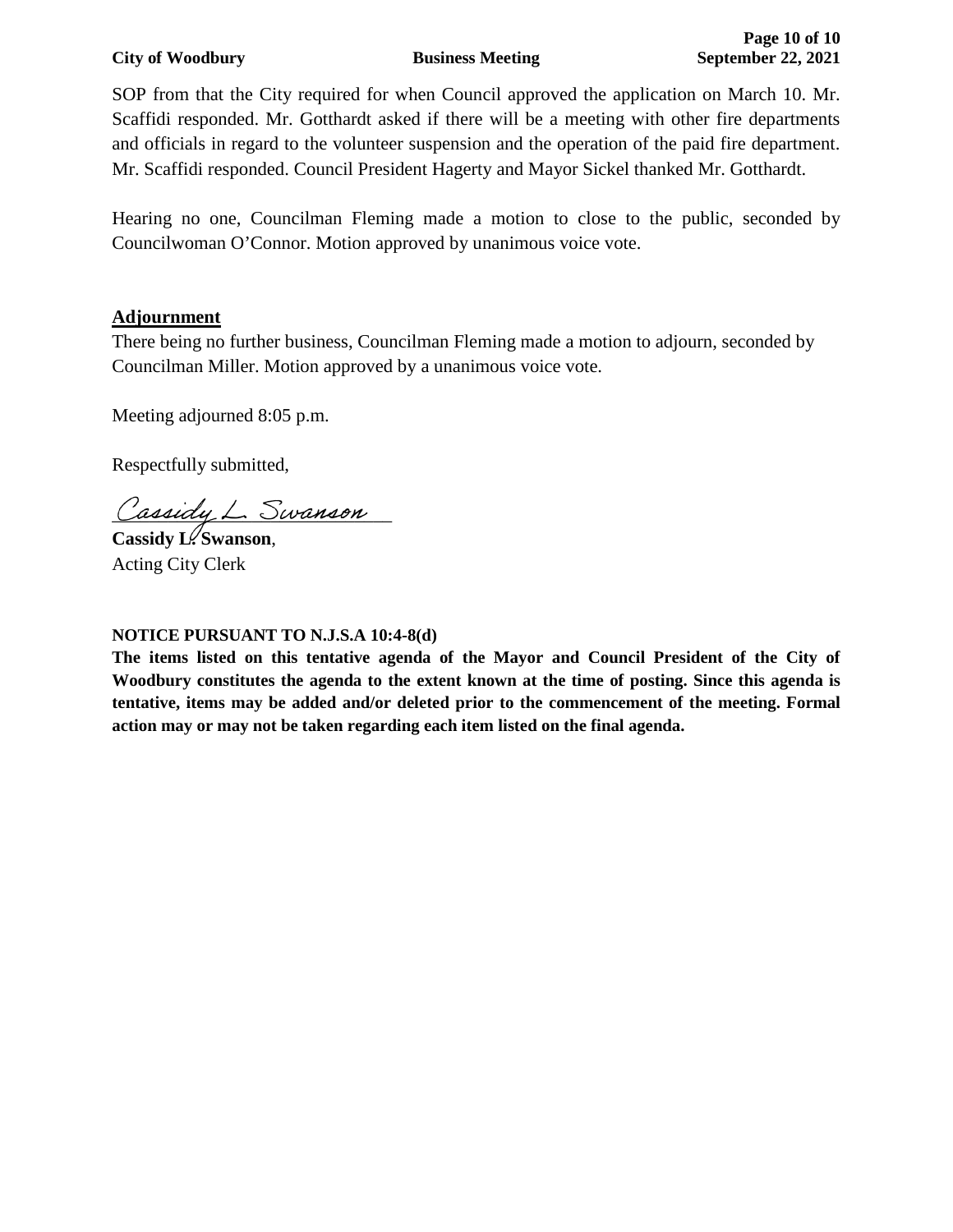SOP from that the City required for when Council approved the application on March 10. Mr. Scaffidi responded. Mr. Gotthardt asked if there will be a meeting with other fire departments and officials in regard to the volunteer suspension and the operation of the paid fire department. Mr. Scaffidi responded. Council President Hagerty and Mayor Sickel thanked Mr. Gotthardt.

Hearing no one, Councilman Fleming made a motion to close to the public, seconded by Councilwoman O'Connor. Motion approved by unanimous voice vote.

## Adjournment

There being no further business, Councilman Fleming made a motion to adjourn, seconded by Councilman Miller. Motion approved by a unanimous voice vote.

Meeting adjourned 8:05 p.m.

Respectfully submitted,

Cassidy L. Swanson

**Cassidy L. Swanson**,
Acting City Clerk

**NOTICE PURSUANT TO N.J.S.A 10:4-8(d)**

**The items listed on this tentative agenda of the Mayor and Council President of the City of Woodbury constitutes the agenda to the extent known at the time of posting. Since this agenda is tentative, items may be added and/or deleted prior to the commencement of the meeting. Formal action may or may not be taken regarding each item listed on the final agenda.**